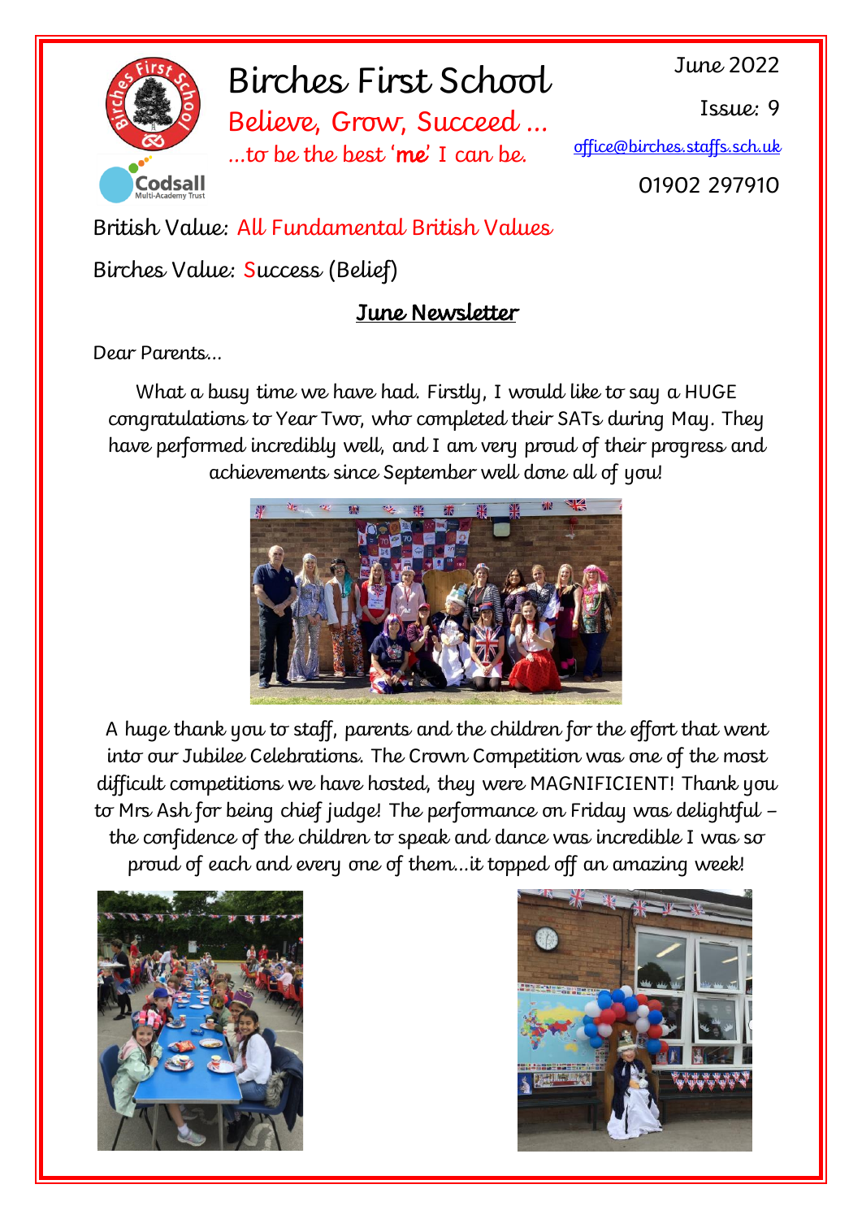# Birches First School

**Believe, Grow, Succeed …**

…to be the best '**me**' I can be.

June 2022

Issue: 9

office@birches.staffs.sch.uk

01902 297910

British Value: All Fundamental British Values

Birches Value: Success (Belief)

## June Newsletter

Dear Parents…

What a busy time we have had. Firstly, I would like to say a HUGE congratulations to Year Two, who completed their SATs during May. They have performed incredibly well, and I am very proud of their progress and achievements since September well done all of you!

A huge thank you to staff, parents and the children for the effort that went into our Jubilee Celebrations. The Crown Competition was one of the most difficult competitions we have hosted, they were MAGNIFICIENT! Thank you to Mrs Ash for being chief judge! The performance on Friday was delightful – the confidence of the children to speak and dance was incredible I was so proud of each and every one of them…it topped off an amazing week!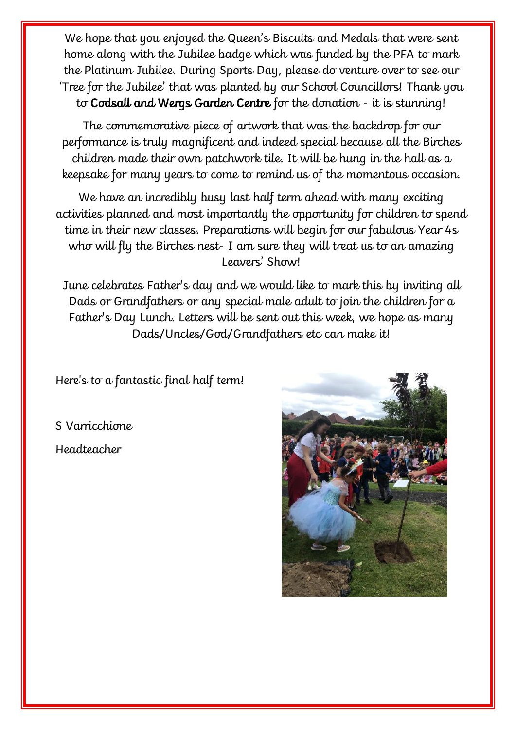We hope that you enjoyed the Queen's Biscuits and Medals that were sent home along with the Jubilee badge which was funded by the PFA to mark the Platinum Jubilee. During Sports Day, please do venture over to see our 'Tree for the Jubilee' that was planted by our School Councillors! Thank you to **Codsall and Wergs Garden Centre** for the donation - it is stunning!

The commemorative piece of artwork that was the backdrop for our performance is truly magnificent and indeed special because all the Birches children made their own patchwork tile. It will be hung in the hall as a keepsake for many years to come to remind us of the momentous occasion.

We have an incredibly busy last half term ahead with many exciting activities planned and most importantly the opportunity for children to spend time in their new classes. Preparations will begin for our fabulous Year 4s who will fly the Birches nest- I am sure they will treat us to an amazing Leavers' Show!

June celebrates Father's day and we would like to mark this by inviting all Dads or Grandfathers or any special male adult to join the children for a Father's Day Lunch. Letters will be sent out this week, we hope as many Dads/Uncles/God/Grandfathers etc can make it!

Here's to a fantastic final half term!

S Varricchione

Headteacher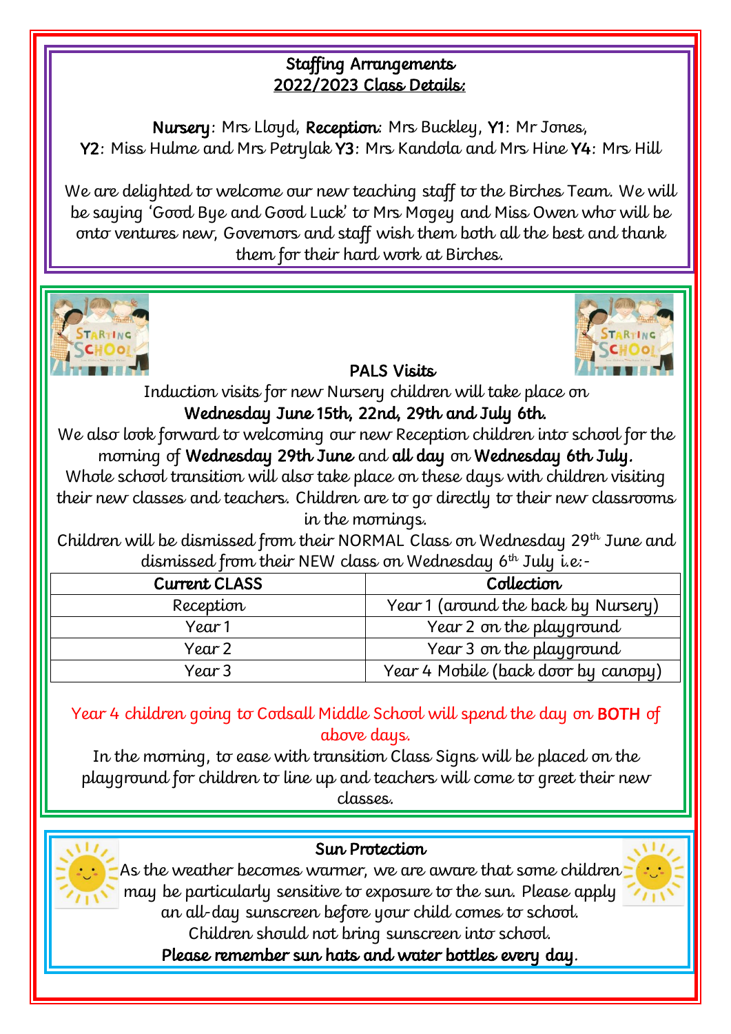## Staffing Arrangements
## 2022/2023 Class Details:

**Nursery**: Mrs Lloyd, **Reception**: Mrs Buckley, **Y1**: Mr Jones,
**Y2**: Miss Hulme and Mrs Petrylak **Y3**: Mrs Kandola and Mrs Hine **Y4**: Mrs Hill

We are delighted to welcome our new teaching staff to the Birches Team. We will be saying 'Good Bye and Good Luck' to Mrs Mogey and Miss Owen who will be onto ventures new, Governors and staff wish them both all the best and thank them for their hard work at Birches.

## PALS Visits

Induction visits for new Nursery children will take place on
**Wednesday June 15th, 22nd, 29th and July 6th.**

We also look forward to welcoming our new Reception children into school for the morning of **Wednesday 29th June** and **all day** on **Wednesday 6th July.**

Whole school transition will also take place on these days with children visiting their new classes and teachers. Children are to go directly to their new classrooms in the mornings.

Children will be dismissed from their NORMAL Class on Wednesday 29th June and dismissed from their NEW class on Wednesday 6th July i.e:-

| Current CLASS | Collection |
|---|---|
| Reception | Year 1 (around the back by Nursery) |
| Year 1 | Year 2 on the playground |
| Year 2 | Year 3 on the playground |
| Year 3 | Year 4 Mobile (back door by canopy) |

Year 4 children going to Codsall Middle School will spend the day on **BOTH** of above days.

In the morning, to ease with transition Class Signs will be placed on the playground for children to line up and teachers will come to greet their new classes.

## Sun Protection

As the weather becomes warmer, we are aware that some children may be particularly sensitive to exposure to the sun. Please apply an all-day sunscreen before your child comes to school.
Children should not bring sunscreen into school.
**Please remember sun hats and water bottles every day.**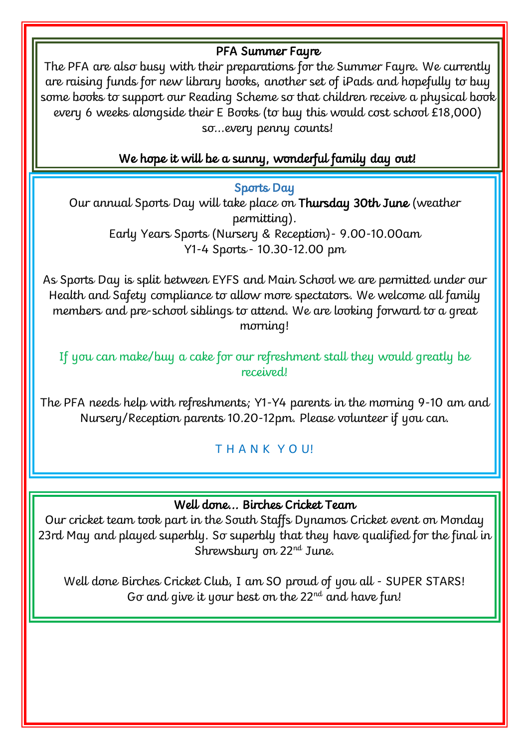## PFA Summer Fayre

The PFA are also busy with their preparations for the Summer Fayre. We currently are raising funds for new library books, another set of iPads and hopefully to buy some books to support our Reading Scheme so that children receive a physical book every 6 weeks alongside their E Books (to buy this would cost school £18,000) so…every penny counts!

**We hope it will be a sunny, wonderful family day out!**

## Sports Day

Our annual Sports Day will take place on **Thursday 30th June** (weather permitting).

Early Years Sports (Nursery & Reception)- 9.00-10.00am

Y1-4 Sports - 10.30-12.00 pm

As Sports Day is split between EYFS and Main School we are permitted under our Health and Safety compliance to allow more spectators. We welcome all family members and pre-school siblings to attend. We are looking forward to a great morning!

If you can make/buy a cake for our refreshment stall they would greatly be received!

The PFA needs help with refreshments; Y1-Y4 parents in the morning 9-10 am and Nursery/Reception parents 10.20-12pm. Please volunteer if you can.

T H A N K Y O U!

## Well done… Birches Cricket Team

Our cricket team took part in the South Staffs Dynamos Cricket event on Monday 23rd May and played superbly. So superbly that they have qualified for the final in Shrewsbury on 22nd June.

Well done Birches Cricket Club, I am SO proud of you all - SUPER STARS! Go and give it your best on the 22nd and have fun!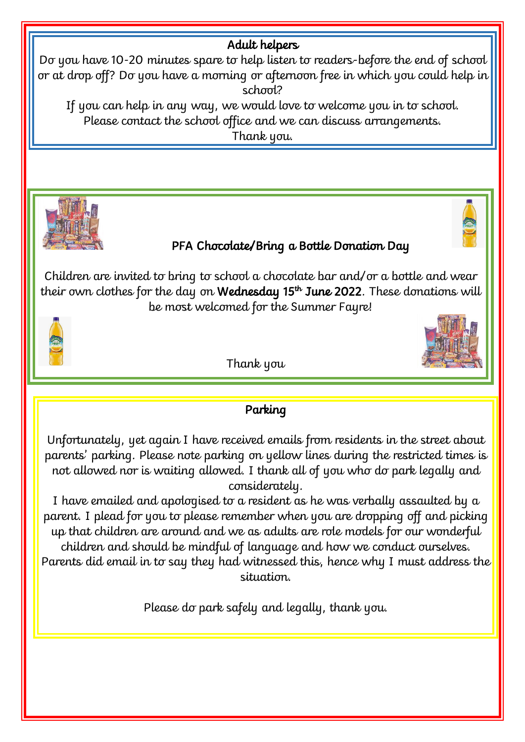## Adult helpers

Do you have 10-20 minutes spare to help listen to readers-before the end of school or at drop off? Do you have a morning or afternoon free in which you could help in school?

If you can help in any way, we would love to welcome you in to school. Please contact the school office and we can discuss arrangements.

Thank you.

## PFA Chocolate/Bring a Bottle Donation Day

Children are invited to bring to school a chocolate bar and/or a bottle and wear their own clothes for the day on **Wednesday 15th June 2022**. These donations will be most welcomed for the Summer Fayre!

Thank you

## Parking

Unfortunately, yet again I have received emails from residents in the street about parents' parking. Please note parking on yellow lines during the restricted times is not allowed nor is waiting allowed. I thank all of you who do park legally and considerately.

I have emailed and apologised to a resident as he was verbally assaulted by a parent. I plead for you to please remember when you are dropping off and picking up that children are around and we as adults are role models for our wonderful children and should be mindful of language and how we conduct ourselves. Parents did email in to say they had witnessed this, hence why I must address the situation.

Please do park safely and legally, thank you.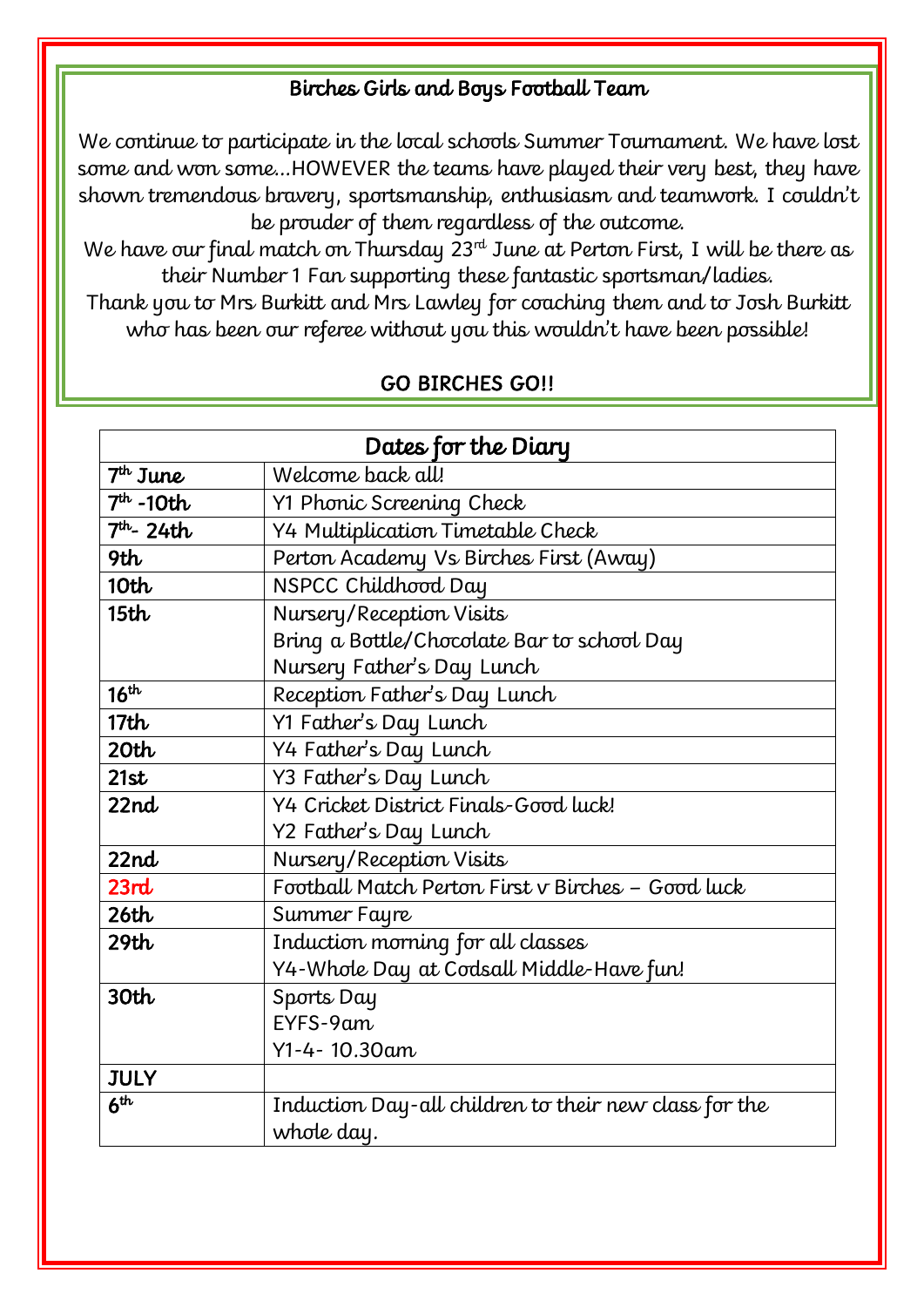## Birches Girls and Boys Football Team

We continue to participate in the local schools Summer Tournament. We have lost some and won some…HOWEVER the teams have played their very best, they have shown tremendous bravery, sportsmanship, enthusiasm and teamwork. I couldn't be prouder of them regardless of the outcome.

We have our final match on Thursday 23rd June at Perton First, I will be there as their Number 1 Fan supporting these fantastic sportsman/ladies.

Thank you to Mrs Burkitt and Mrs Lawley for coaching them and to Josh Burkitt who has been our referee without you this wouldn't have been possible!

**GO BIRCHES GO!!**

| Dates for the Diary | |
|---|---|
| 7th June | Welcome back all! |
| 7th -10th | Y1 Phonic Screening Check |
| 7th- 24th | Y4 Multiplication Timetable Check |
| 9th | Perton Academy Vs Birches First (Away) |
| 10th | NSPCC Childhood Day |
| 15th | Nursery/Reception Visits<br>Bring a Bottle/Chocolate Bar to school Day<br>Nursery Father's Day Lunch |
| 16th | Reception Father's Day Lunch |
| 17th | Y1 Father's Day Lunch |
| 20th | Y4 Father's Day Lunch |
| 21st | Y3 Father's Day Lunch |
| 22nd | Y4 Cricket District Finals-Good luck!<br>Y2 Father's Day Lunch |
| 22nd | Nursery/Reception Visits |
| 23rd | Football Match Perton First v Birches – Good luck |
| 26th | Summer Fayre |
| 29th | Induction morning for all classes<br>Y4-Whole Day at Codsall Middle-Have fun! |
| 30th | Sports Day<br>EYFS-9am<br>Y1-4- 10.30am |
| JULY | |
| 6th | Induction Day-all children to their new class for the whole day. |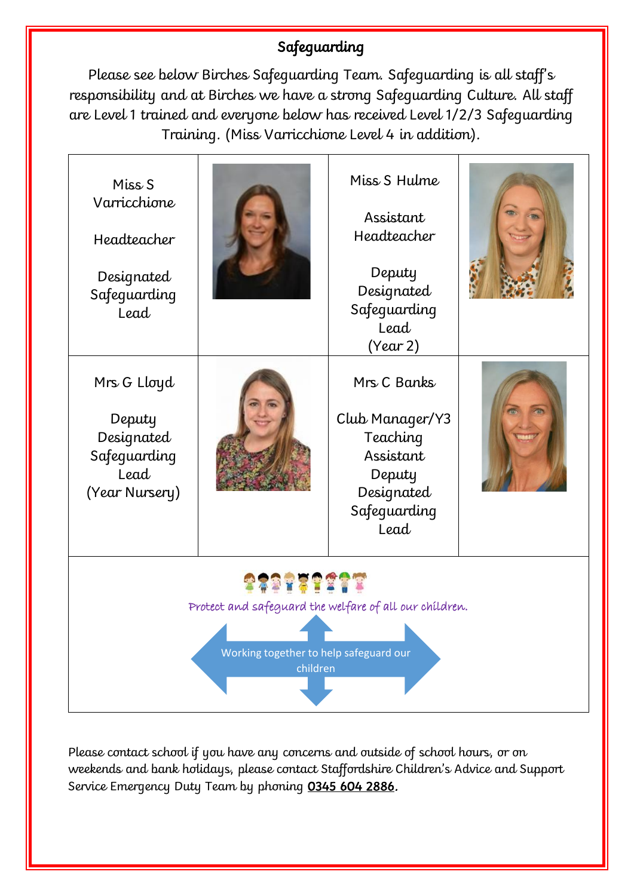# Safeguarding

Please see below Birches Safeguarding Team. Safeguarding is all staff's responsibility and at Birches we have a strong Safeguarding Culture. All staff are Level 1 trained and everyone below has received Level 1/2/3 Safeguarding Training. (Miss Varricchione Level 4 in addition).

| | | | |
|---|---|---|---|
| Miss S Varricchione<br><br>Headteacher<br><br>Designated Safeguarding Lead | | Miss S Hulme<br><br>Assistant Headteacher<br><br>Deputy Designated Safeguarding Lead<br>(Year 2) | |
| Mrs G Lloyd<br><br>Deputy Designated Safeguarding Lead<br>(Year Nursery) | | Mrs C Banks<br><br>Club Manager/Y3 Teaching Assistant<br>Deputy Designated Safeguarding Lead | |

*Protect and safeguard the welfare of all our children.*

Working together to help safeguard our children

Please contact school if you have any concerns and outside of school hours, or on weekends and bank holidays, please contact Staffordshire Children's Advice and Support Service Emergency Duty Team by phoning **0345 604 2886**.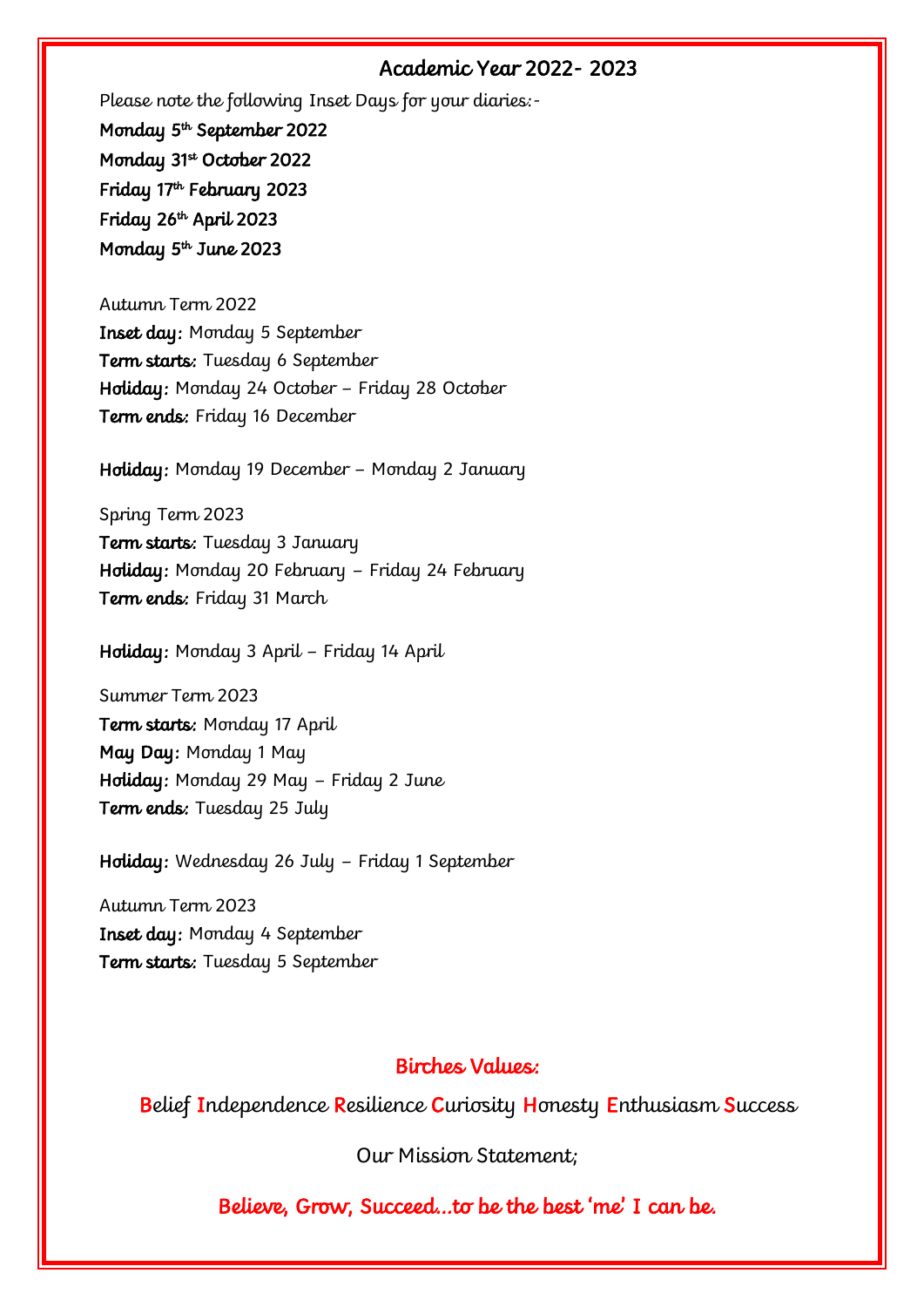# Academic Year 2022- 2023

Please note the following Inset Days for your diaries:-

**Monday 5th September 2022**
**Monday 31st October 2022**
**Friday 17th February 2023**
**Friday 26th April 2023**
**Monday 5th June 2023**

Autumn Term 2022
**Inset day:** Monday 5 September
**Term starts:** Tuesday 6 September
**Holiday:** Monday 24 October – Friday 28 October
**Term ends:** Friday 16 December

**Holiday:** Monday 19 December – Monday 2 January

Spring Term 2023
**Term starts:** Tuesday 3 January
**Holiday:** Monday 20 February – Friday 24 February
**Term ends:** Friday 31 March

**Holiday:** Monday 3 April – Friday 14 April

Summer Term 2023
**Term starts:** Monday 17 April
**May Day:** Monday 1 May
**Holiday:** Monday 29 May – Friday 2 June
**Term ends:** Tuesday 25 July

**Holiday:** Wednesday 26 July – Friday 1 September

Autumn Term 2023
**Inset day:** Monday 4 September
**Term starts:** Tuesday 5 September

**Birches Values:**

Belief Independence Resilience Curiosity Honesty Enthusiasm Success

Our Mission Statement;

**Believe, Grow, Succeed…to be the best 'me' I can be.**